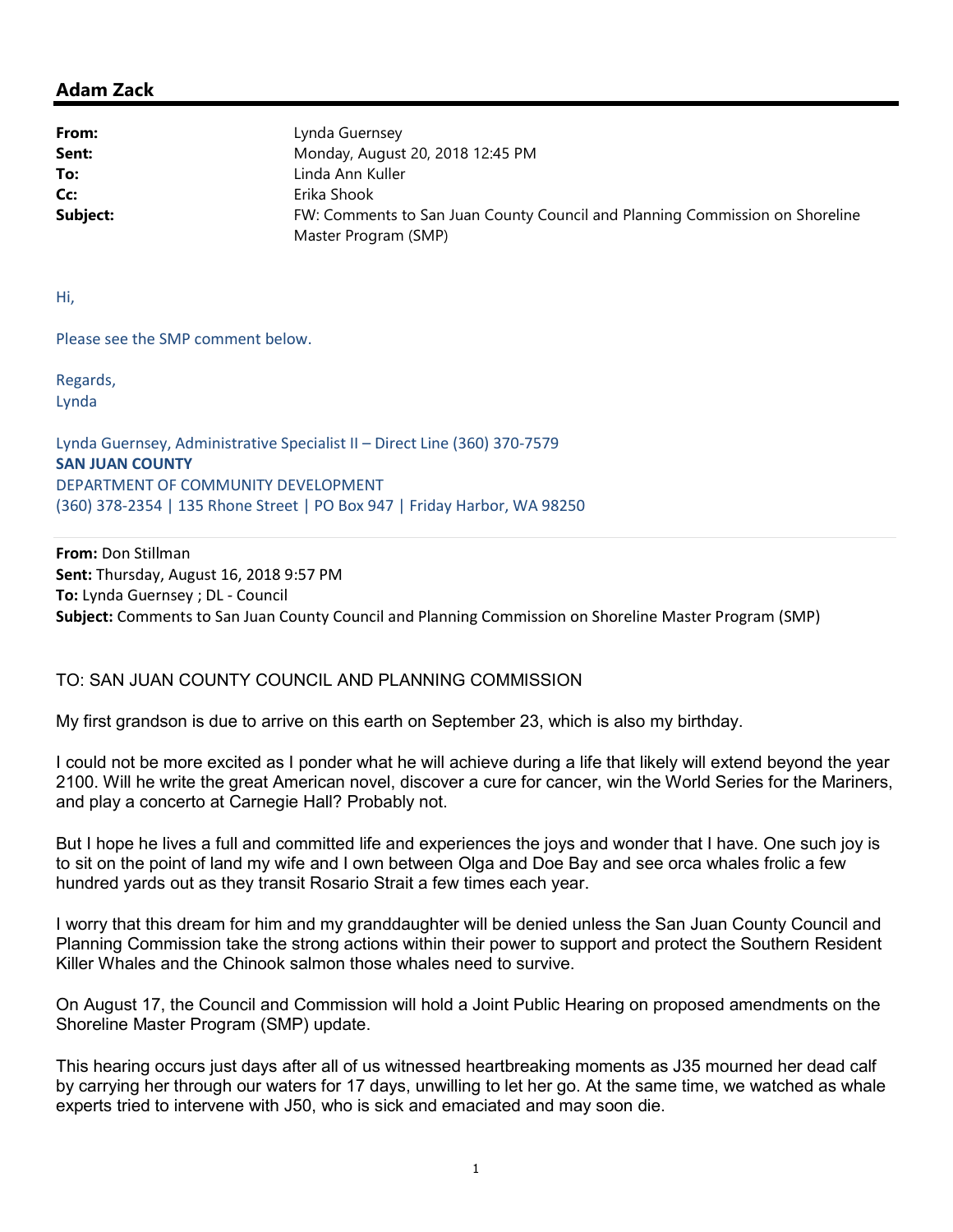## Adam Zack

**From:** Lynda Guernsey
**Sent:** Monday, August 20, 2018 12:45 PM
**To:** Linda Ann Kuller
**Cc:** Erika Shook
**Subject:** FW: Comments to San Juan County Council and Planning Commission on Shoreline Master Program (SMP)

Hi,

Please see the SMP comment below.

Regards,
Lynda

Lynda Guernsey, Administrative Specialist II – Direct Line (360) 370-7579
**SAN JUAN COUNTY**
DEPARTMENT OF COMMUNITY DEVELOPMENT
(360) 378-2354 | 135 Rhone Street | PO Box 947 | Friday Harbor, WA 98250

---

**From:** Don Stillman
**Sent:** Thursday, August 16, 2018 9:57 PM
**To:** Lynda Guernsey ; DL - Council
**Subject:** Comments to San Juan County Council and Planning Commission on Shoreline Master Program (SMP)

TO: SAN JUAN COUNTY COUNCIL AND PLANNING COMMISSION

My first grandson is due to arrive on this earth on September 23, which is also my birthday.

I could not be more excited as I ponder what he will achieve during a life that likely will extend beyond the year 2100. Will he write the great American novel, discover a cure for cancer, win the World Series for the Mariners, and play a concerto at Carnegie Hall? Probably not.

But I hope he lives a full and committed life and experiences the joys and wonder that I have. One such joy is to sit on the point of land my wife and I own between Olga and Doe Bay and see orca whales frolic a few hundred yards out as they transit Rosario Strait a few times each year.

I worry that this dream for him and my granddaughter will be denied unless the San Juan County Council and Planning Commission take the strong actions within their power to support and protect the Southern Resident Killer Whales and the Chinook salmon those whales need to survive.

On August 17, the Council and Commission will hold a Joint Public Hearing on proposed amendments on the Shoreline Master Program (SMP) update.

This hearing occurs just days after all of us witnessed heartbreaking moments as J35 mourned her dead calf by carrying her through our waters for 17 days, unwilling to let her go. At the same time, we watched as whale experts tried to intervene with J50, who is sick and emaciated and may soon die.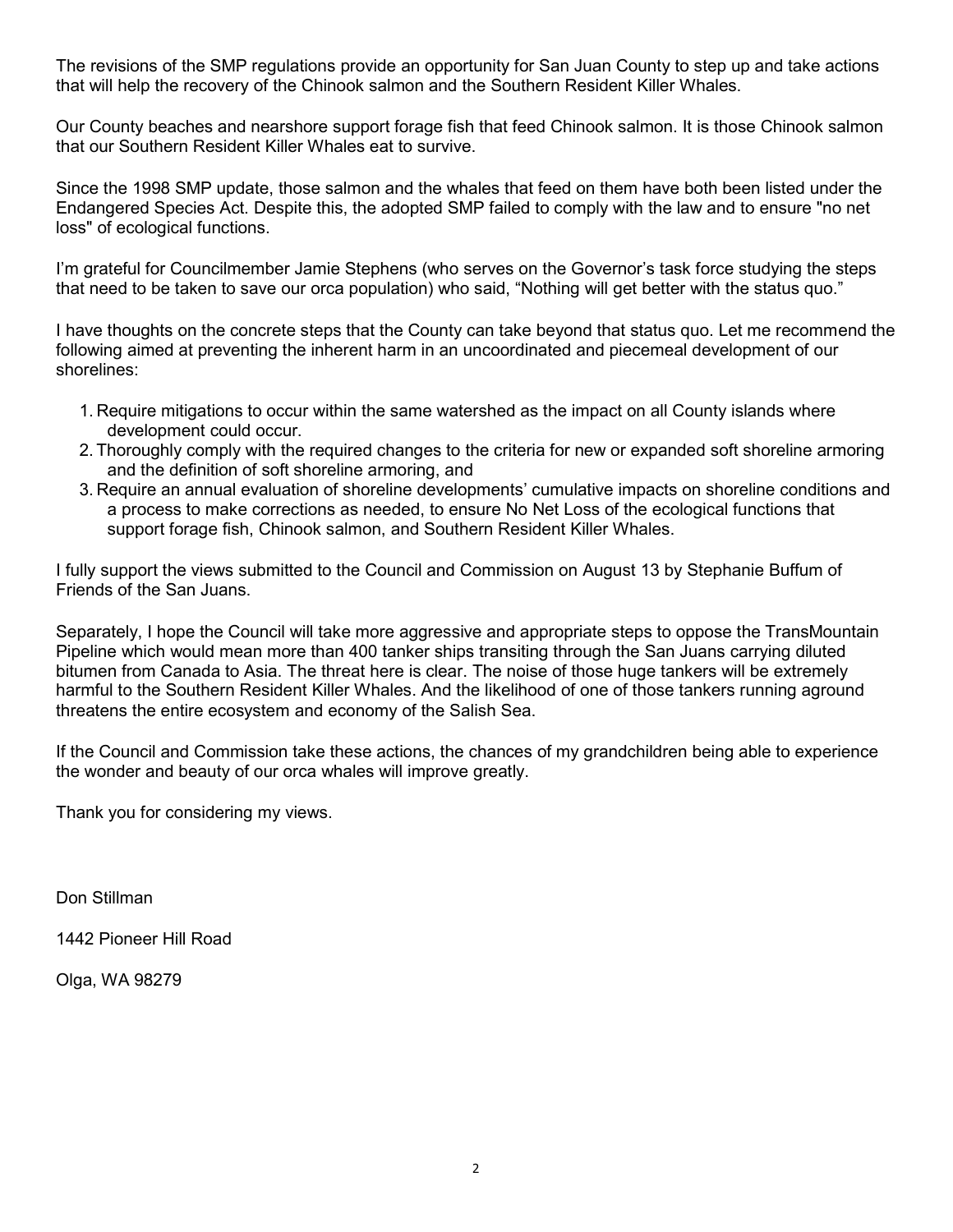The revisions of the SMP regulations provide an opportunity for San Juan County to step up and take actions that will help the recovery of the Chinook salmon and the Southern Resident Killer Whales.

Our County beaches and nearshore support forage fish that feed Chinook salmon. It is those Chinook salmon that our Southern Resident Killer Whales eat to survive.

Since the 1998 SMP update, those salmon and the whales that feed on them have both been listed under the Endangered Species Act. Despite this, the adopted SMP failed to comply with the law and to ensure "no net loss" of ecological functions.

I'm grateful for Councilmember Jamie Stephens (who serves on the Governor's task force studying the steps that need to be taken to save our orca population) who said, "Nothing will get better with the status quo."

I have thoughts on the concrete steps that the County can take beyond that status quo. Let me recommend the following aimed at preventing the inherent harm in an uncoordinated and piecemeal development of our shorelines:

1. Require mitigations to occur within the same watershed as the impact on all County islands where development could occur.
2. Thoroughly comply with the required changes to the criteria for new or expanded soft shoreline armoring and the definition of soft shoreline armoring, and
3. Require an annual evaluation of shoreline developments' cumulative impacts on shoreline conditions and a process to make corrections as needed, to ensure No Net Loss of the ecological functions that support forage fish, Chinook salmon, and Southern Resident Killer Whales.

I fully support the views submitted to the Council and Commission on August 13 by Stephanie Buffum of Friends of the San Juans.

Separately, I hope the Council will take more aggressive and appropriate steps to oppose the TransMountain Pipeline which would mean more than 400 tanker ships transiting through the San Juans carrying diluted bitumen from Canada to Asia. The threat here is clear. The noise of those huge tankers will be extremely harmful to the Southern Resident Killer Whales. And the likelihood of one of those tankers running aground threatens the entire ecosystem and economy of the Salish Sea.

If the Council and Commission take these actions, the chances of my grandchildren being able to experience the wonder and beauty of our orca whales will improve greatly.

Thank you for considering my views.

Don Stillman

1442 Pioneer Hill Road

Olga, WA 98279